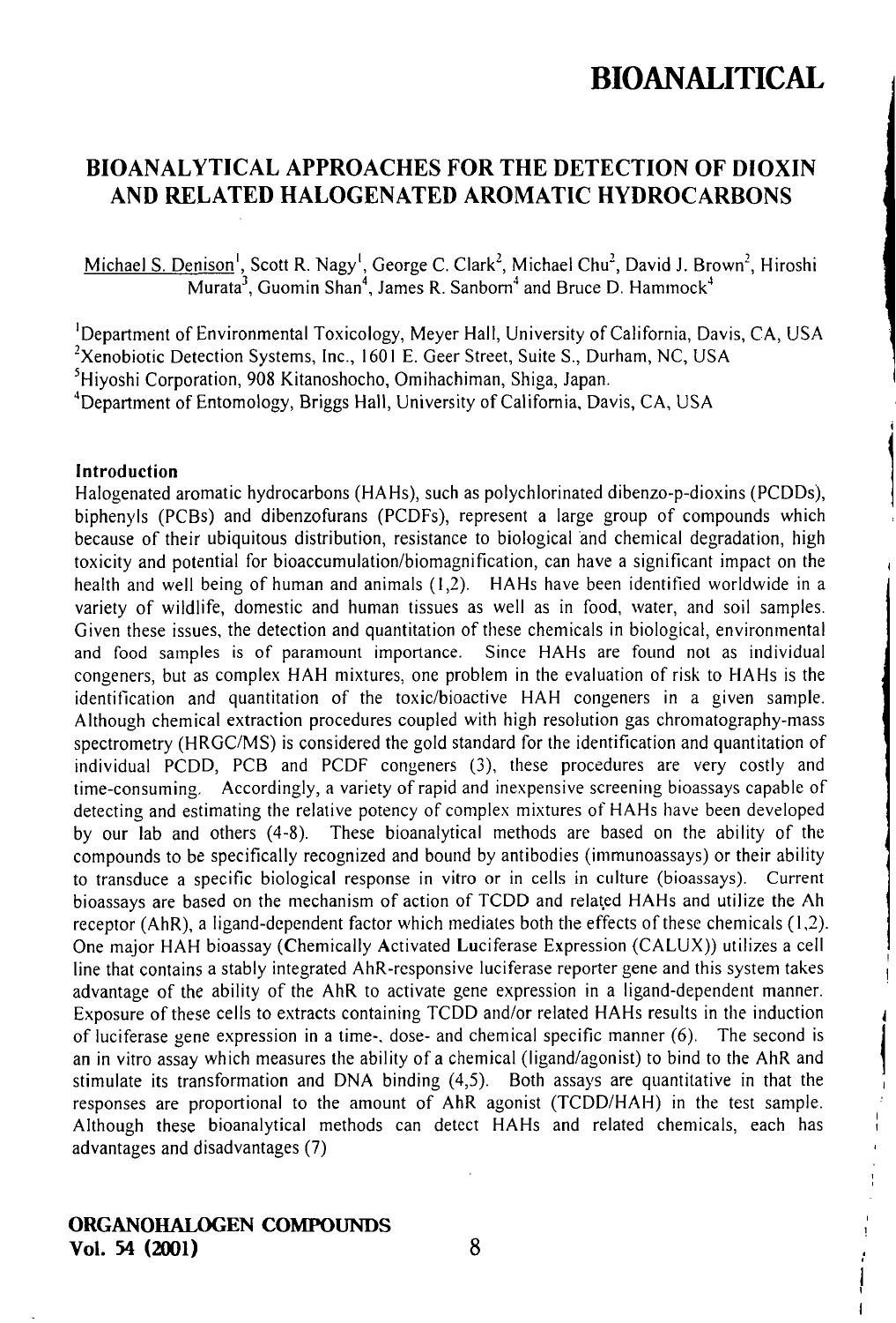# BIOANALYTICAL APPROACHES FOR THE DETECTION OF DIOXIN AND RELATED HALOGENATED AROMATIC HYDROCARBONS

Michael S. Denison[1], Scott R. Nagy[1], George C. Clark[2], Michael Chu[2], David J. Brown[2], Hiroshi Murata[3], Guomin Shan[4], James R. Sanborn[4] and Bruce D. Hammock[4]

[1]Department of Environmental Toxicology, Meyer Hall, University of California, Davis, CA, USA
[2]Xenobiotic Detection Systems, Inc., 1601 E. Geer Street, Suite S., Durham, NC, USA
[3]Hiyoshi Corporation, 908 Kitanoshocho, Omihachiman, Shiga, Japan.
[4]Department of Entomology, Briggs Hall, University of California, Davis, CA, USA

### Introduction

Halogenated aromatic hydrocarbons (HAHs), such as polychlorinated dibenzo-p-dioxins (PCDDs), biphenyls (PCBs) and dibenzofurans (PCDFs), represent a large group of compounds which because of their ubiquitous distribution, resistance to biological and chemical degradation, high toxicity and potential for bioaccumulation/biomagnification, can have a significant impact on the health and well being of human and animals (1,2). HAHs have been identified worldwide in a variety of wildlife, domestic and human tissues as well as in food, water, and soil samples. Given these issues, the detection and quantitation of these chemicals in biological, environmental and food samples is of paramount importance. Since HAHs are found not as individual congeners, but as complex HAH mixtures, one problem in the evaluation of risk to HAHs is the identification and quantitation of the toxic/bioactive HAH congeners in a given sample. Although chemical extraction procedures coupled with high resolution gas chromatography-mass spectrometry (HRGC/MS) is considered the gold standard for the identification and quantitation of individual PCDD, PCB and PCDF congeners (3), these procedures are very costly and time-consuming. Accordingly, a variety of rapid and inexpensive screening bioassays capable of detecting and estimating the relative potency of complex mixtures of HAHs have been developed by our lab and others (4-8). These bioanalytical methods are based on the ability of the compounds to be specifically recognized and bound by antibodies (immunoassays) or their ability to transduce a specific biological response in vitro or in cells in culture (bioassays). Current bioassays are based on the mechanism of action of TCDD and related HAHs and utilize the Ah receptor (AhR), a ligand-dependent factor which mediates both the effects of these chemicals (1,2). One major HAH bioassay (Chemically Activated Luciferase Expression (CALUX)) utilizes a cell line that contains a stably integrated AhR-responsive luciferase reporter gene and this system takes advantage of the ability of the AhR to activate gene expression in a ligand-dependent manner. Exposure of these cells to extracts containing TCDD and/or related HAHs results in the induction of luciferase gene expression in a time-, dose- and chemical specific manner (6). The second is an in vitro assay which measures the ability of a chemical (ligand/agonist) to bind to the AhR and stimulate its transformation and DNA binding (4,5). Both assays are quantitative in that the responses are proportional to the amount of AhR agonist (TCDD/HAH) in the test sample. Although these bioanalytical methods can detect HAHs and related chemicals, each has advantages and disadvantages (7)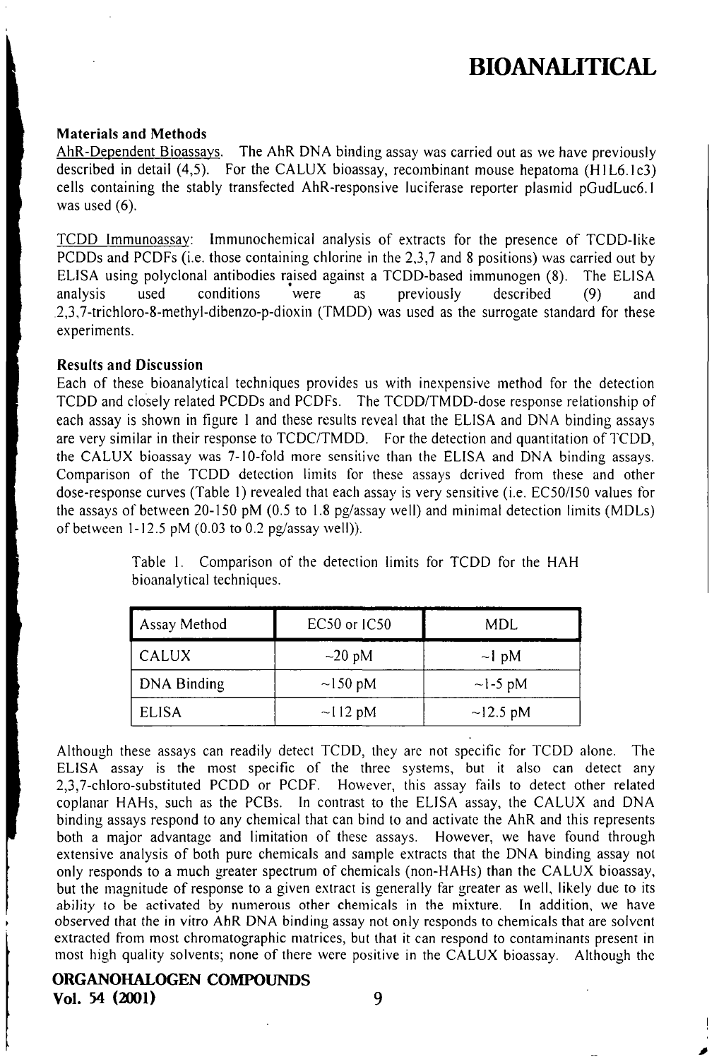### Materials and Methods

AhR-Dependent Bioassays. The AhR DNA binding assay was carried out as we have previously described in detail (4,5). For the CALUX bioassay, recombinant mouse hepatoma (H1L6.1c3) cells containing the stably transfected AhR-responsive luciferase reporter plasmid pGudLuc6.1 was used (6).

TCDD Immunoassay: Immunochemical analysis of extracts for the presence of TCDD-like PCDDs and PCDFs (i.e. those containing chlorine in the 2,3,7 and 8 positions) was carried out by ELISA using polyclonal antibodies raised against a TCDD-based immunogen (8). The ELISA analysis used conditions were as previously described (9) and 2,3,7-trichloro-8-methyl-dibenzo-p-dioxin (TMDD) was used as the surrogate standard for these experiments.

### Results and Discussion

Each of these bioanalytical techniques provides us with inexpensive method for the detection TCDD and closely related PCDDs and PCDFs. The TCDD/TMDD-dose response relationship of each assay is shown in figure 1 and these results reveal that the ELISA and DNA binding assays are very similar in their response to TCDC/TMDD. For the detection and quantitation of TCDD, the CALUX bioassay was 7-10-fold more sensitive than the ELISA and DNA binding assays. Comparison of the TCDD detection limits for these assays derived from these and other dose-response curves (Table 1) revealed that each assay is very sensitive (i.e. EC50/I50 values for the assays of between 20-150 pM (0.5 to 1.8 pg/assay well) and minimal detection limits (MDLs) of between 1-12.5 pM (0.03 to 0.2 pg/assay well)).

Table 1. Comparison of the detection limits for TCDD for the HAH bioanalytical techniques.

| Assay Method | EC50 or IC50 | MDL |
|---|---|---|
| CALUX | ~20 pM | ~1 pM |
| DNA Binding | ~150 pM | ~1-5 pM |
| ELISA | ~112 pM | ~12.5 pM |

Although these assays can readily detect TCDD, they are not specific for TCDD alone. The ELISA assay is the most specific of the three systems, but it also can detect any 2,3,7-chloro-substituted PCDD or PCDF. However, this assay fails to detect other related coplanar HAHs, such as the PCBs. In contrast to the ELISA assay, the CALUX and DNA binding assays respond to any chemical that can bind to and activate the AhR and this represents both a major advantage and limitation of these assays. However, we have found through extensive analysis of both pure chemicals and sample extracts that the DNA binding assay not only responds to a much greater spectrum of chemicals (non-HAHs) than the CALUX bioassay, but the magnitude of response to a given extract is generally far greater as well, likely due to its ability to be activated by numerous other chemicals in the mixture. In addition, we have observed that the in vitro AhR DNA binding assay not only responds to chemicals that are solvent extracted from most chromatographic matrices, but that it can respond to contaminants present in most high quality solvents; none of there were positive in the CALUX bioassay. Although the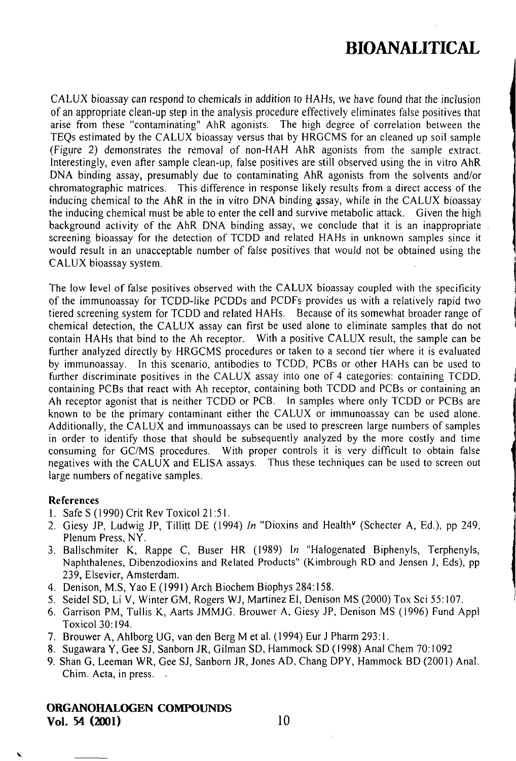CALUX bioassay can respond to chemicals in addition to HAHs, we have found that the inclusion of an appropriate clean-up step in the analysis procedure effectively eliminates false positives that arise from these "contaminating" AhR agonists. The high degree of correlation between the TEQs estimated by the CALUX bioassay versus that by HRGCMS for an cleaned up soil sample (Figure 2) demonstrates the removal of non-HAH AhR agonists from the sample extract. Interestingly, even after sample clean-up, false positives are still observed using the in vitro AhR DNA binding assay, presumably due to contaminating AhR agonists from the solvents and/or chromatographic matrices. This difference in response likely results from a direct access of the inducing chemical to the AhR in the in vitro DNA binding assay, while in the CALUX bioassay the inducing chemical must be able to enter the cell and survive metabolic attack. Given the high background activity of the AhR DNA binding assay, we conclude that it is an inappropriate screening bioassay for the detection of TCDD and related HAHs in unknown samples since it would result in an unacceptable number of false positives that would not be obtained using the CALUX bioassay system.

The low level of false positives observed with the CALUX bioassay coupled with the specificity of the immunoassay for TCDD-like PCDDs and PCDFs provides us with a relatively rapid two tiered screening system for TCDD and related HAHs. Because of its somewhat broader range of chemical detection, the CALUX assay can first be used alone to eliminate samples that do not contain HAHs that bind to the Ah receptor. With a positive CALUX result, the sample can be further analyzed directly by HRGCMS procedures or taken to a second tier where it is evaluated by immunoassay. In this scenario, antibodies to TCDD, PCBs or other HAHs can be used to further discriminate positives in the CALUX assay into one of 4 categories: containing TCDD, containing PCBs that react with Ah receptor, containing both TCDD and PCBs or containing an Ah receptor agonist that is neither TCDD or PCB. In samples where only TCDD or PCBs are known to be the primary contaminant either the CALUX or immunoassay can be used alone. Additionally, the CALUX and immunoassays can be used to prescreen large numbers of samples in order to identify those that should be subsequently analyzed by the more costly and time consuming for GC/MS procedures. With proper controls it is very difficult to obtain false negatives with the CALUX and ELISA assays. Thus these techniques can be used to screen out large numbers of negative samples.

**References**

1. Safe S (1990) Crit Rev Toxicol 21:51.
2. Giesy JP, Ludwig JP, Tillitt DE (1994) *In* "Dioxins and Health" (Schecter A, Ed.), pp 249, Plenum Press, NY.
3. Ballschmiter K, Rappe C, Buser HR (1989) *In* "Halogenated Biphenyls, Terphenyls, Naphthalenes, Dibenzodioxins and Related Products" (Kimbrough RD and Jensen J, Eds), pp 239, Elsevier, Amsterdam.
4. Denison, M.S, Yao E (1991) Arch Biochem Biophys 284:158.
5. Seidel SD, Li V, Winter GM, Rogers WJ, Martinez EI, Denison MS (2000) Tox Sci 55:107.
6. Garrison PM, Tullis K, Aarts JMMJG. Brouwer A, Giesy JP, Denison MS (1996) Fund Appl Toxicol 30:194.
7. Brouwer A, Ahlborg UG, van den Berg M et al. (1994) Eur J Pharm 293:1.
8. Sugawara Y, Gee SJ, Sanborn JR, Gilman SD, Hammock SD (1998) Anal Chem 70:1092
9. Shan G, Leeman WR, Gee SJ, Sanborn JR, Jones AD, Chang DPY, Hammock BD (2001) Anal. Chim. Acta, in press.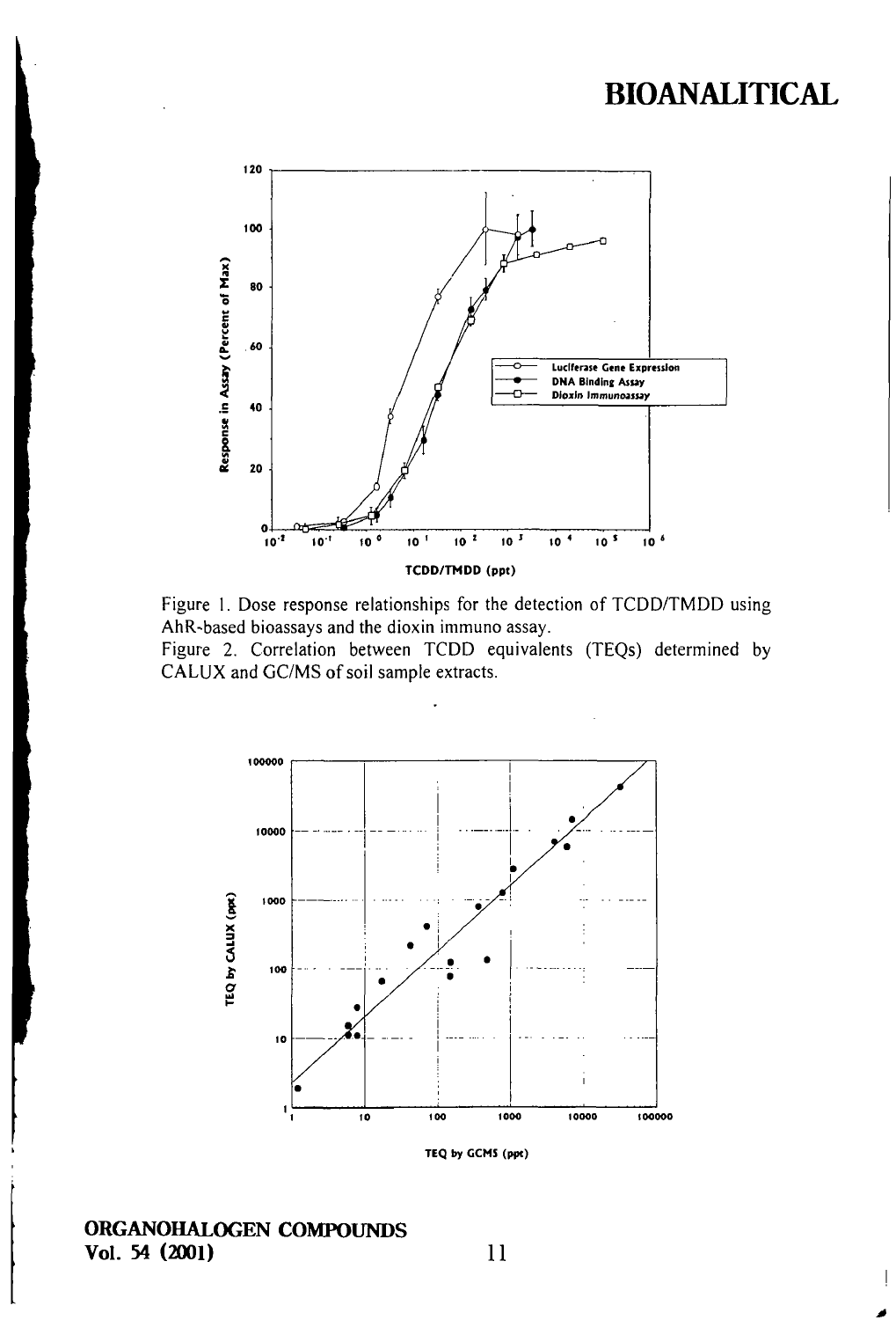# BIOANALITICAL

120

100

80

60

40

20

0

Response in Assay (Percent of Max)

$10^{-2}$ $10^{-1}$ $10^{0}$ $10^{1}$ $10^{2}$ $10^{3}$ $10^{4}$ $10^{5}$ $10^{6}$

TCDD/TMDD (ppt)

Luciferase Gene Expression

DNA Binding Assay

Dioxin Immunoassay

Figure 1. Dose response relationships for the detection of TCDD/TMDD using AhR-based bioassays and the dioxin immuno assay.

Figure 2. Correlation between TCDD equivalents (TEQs) determined by CALUX and GC/MS of soil sample extracts.

100000

10000

1000

100

10

1

TEQ by CALUX (ppt)

1 10 100 1000 10000 100000

TEQ by GCMS (ppt)